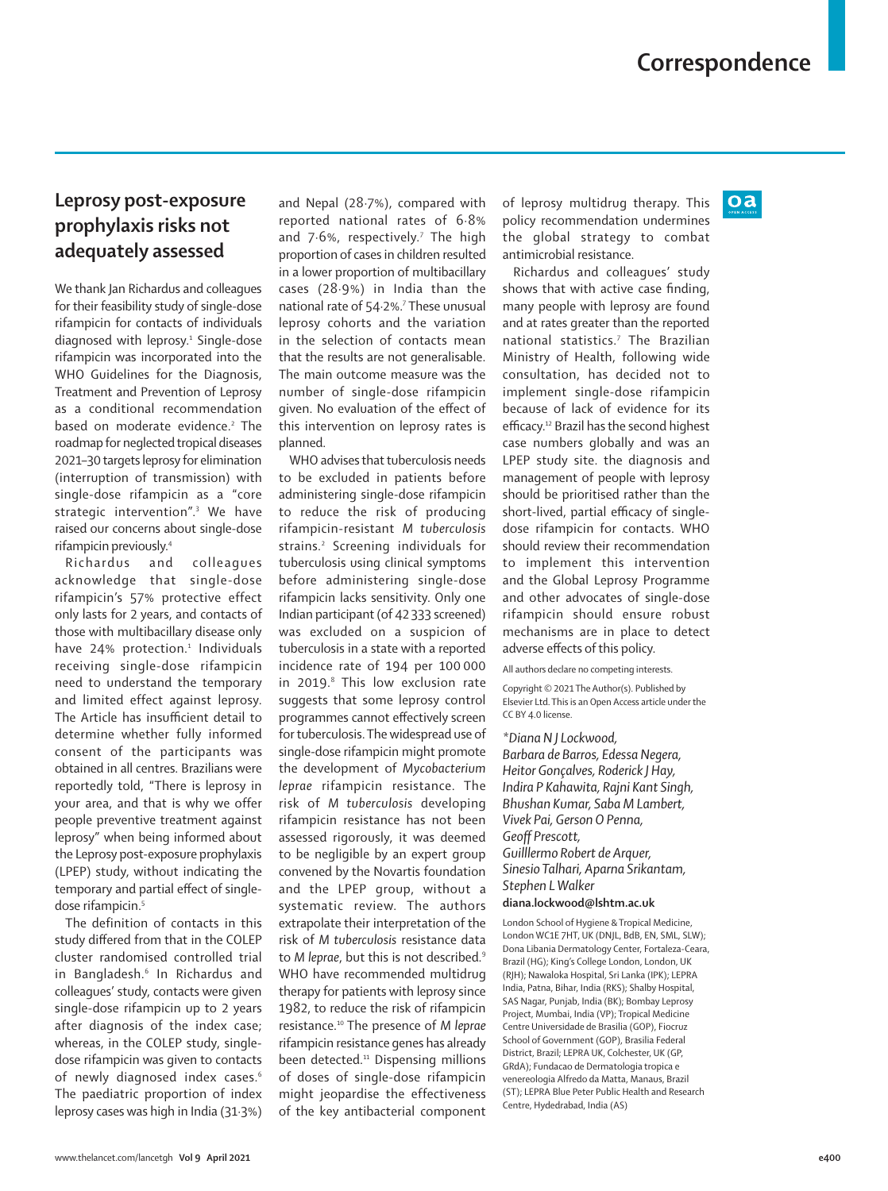# Leprosy post-exposure prophylaxis risks not adequately assessed

We thank Jan Richardus and colleagues for their feasibility study of single-dose rifampicin for contacts of individuals diagnosed with leprosy.[1] Single-dose rifampicin was incorporated into the WHO Guidelines for the Diagnosis, Treatment and Prevention of Leprosy as a conditional recommendation based on moderate evidence.[2] The roadmap for neglected tropical diseases 2021–30 targets leprosy for elimination (interruption of transmission) with single-dose rifampicin as a "core strategic intervention".[3] We have raised our concerns about single-dose rifampicin previously.[4]

Richardus and colleagues acknowledge that single-dose rifampicin's 57% protective effect only lasts for 2 years, and contacts of those with multibacillary disease only have 24% protection.[1] Individuals receiving single-dose rifampicin need to understand the temporary and limited effect against leprosy. The Article has insufficient detail to determine whether fully informed consent of the participants was obtained in all centres. Brazilians were reportedly told, "There is leprosy in your area, and that is why we offer people preventive treatment against leprosy" when being informed about the Leprosy post-exposure prophylaxis (LPEP) study, without indicating the temporary and partial effect of single-dose rifampicin.[5]

The definition of contacts in this study differed from that in the COLEP cluster randomised controlled trial in Bangladesh.[6] In Richardus and colleagues' study, contacts were given single-dose rifampicin up to 2 years after diagnosis of the index case; whereas, in the COLEP study, single-dose rifampicin was given to contacts of newly diagnosed index cases.[6] The paediatric proportion of index leprosy cases was high in India (31·3%) and Nepal (28·7%), compared with reported national rates of 6·8% and 7·6%, respectively.[7] The high proportion of cases in children resulted in a lower proportion of multibacillary cases (28·9%) in India than the national rate of 54·2%.[7] These unusual leprosy cohorts and the variation in the selection of contacts mean that the results are not generalisable. The main outcome measure was the number of single-dose rifampicin given. No evaluation of the effect of this intervention on leprosy rates is planned.

WHO advises that tuberculosis needs to be excluded in patients before administering single-dose rifampicin to reduce the risk of producing rifampicin-resistant *M tuberculosis* strains.[2] Screening individuals for tuberculosis using clinical symptoms before administering single-dose rifampicin lacks sensitivity. Only one Indian participant (of 42 333 screened) was excluded on a suspicion of tuberculosis in a state with a reported tuberculosis incidence rate of 194 per 100 000 in 2019.[8] This low exclusion rate suggests that some leprosy control programmes cannot effectively screen for tuberculosis. The widespread use of single-dose rifampicin might promote the development of *Mycobacterium leprae* rifampicin resistance. The risk of *M tuberculosis* developing rifampicin resistance has not been assessed rigorously, it was deemed to be negligible by an expert group convened by the Novartis foundation and the LPEP group, without a systematic review. The authors extrapolate their interpretation of the risk of *M tuberculosis* resistance data to *M leprae*, but this is not described.[9] WHO have recommended multidrug therapy for patients with leprosy since 1982, to reduce the risk of rifampicin resistance.[10] The presence of *M leprae* rifampicin resistance genes has already been detected.[11] Dispensing millions of doses of single-dose rifampicin might jeopardise the effectiveness of the key antibacterial component of leprosy multidrug therapy. This policy recommendation undermines the global strategy to combat antimicrobial resistance.

Richardus and colleagues' study shows that with active case finding, many people with leprosy are found and at rates greater than the reported national statistics.[7] The Brazilian Ministry of Health, following wide consultation, has decided not to implement single-dose rifampicin because of lack of evidence for its efficacy.[12] Brazil has the second highest case numbers globally and was an LPEP study site. the diagnosis and management of people with leprosy should be prioritised rather than the short-lived, partial efficacy of single-dose rifampicin for contacts. WHO should review their recommendation to implement this intervention and the Global Leprosy Programme and other advocates of single-dose rifampicin should ensure robust mechanisms are in place to detect adverse effects of this policy.

All authors declare no competing interests.

Copyright © 2021 The Author(s). Published by Elsevier Ltd. This is an Open Access article under the CC BY 4.0 license.

*\*Diana N J Lockwood, Barbara de Barros, Edessa Negera, Heitor Gonçalves, Roderick J Hay, Indira P Kahawita, Rajni Kant Singh, Bhushan Kumar, Saba M Lambert, Vivek Pai, Gerson O Penna, Geoff Prescott, Guilllermo Robert de Arquer, Sinesio Talhari, Aparna Srikantam, Stephen L Walker*

**diana.lockwood@lshtm.ac.uk**

London School of Hygiene & Tropical Medicine, London WC1E 7HT, UK (DNJL, BdB, EN, SML, SLW); Dona Libania Dermatology Center, Fortaleza-Ceara, Brazil (HG); King's College London, London, UK (RJH); Nawaloka Hospital, Sri Lanka (IPK); LEPRA India, Patna, Bihar, India (RKS); Shalby Hospital, SAS Nagar, Punjab, India (BK); Bombay Leprosy Project, Mumbai, India (VP); Tropical Medicine Centre Universidade de Brasilia (GOP), Fiocruz School of Government (GOP), Brasilia Federal District, Brazil; LEPRA UK, Colchester, UK (GP, GRdA); Fundacao de Dermatologia tropica e venereologia Alfredo da Matta, Manaus, Brazil (ST); LEPRA Blue Peter Public Health and Research Centre, Hydedrabad, India (AS)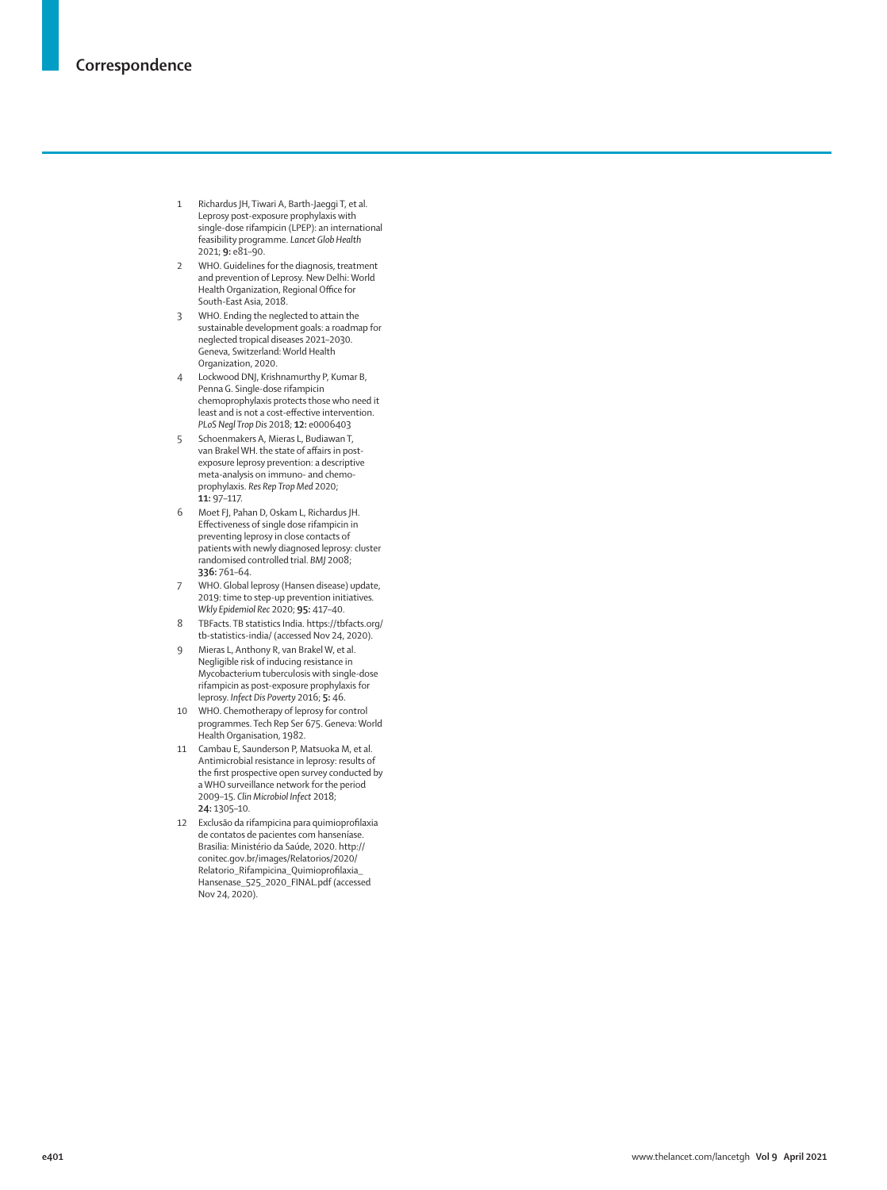1. Richardus JH, Tiwari A, Barth-Jaeggi T, et al. Leprosy post-exposure prophylaxis with single-dose rifampicin (LPEP): an international feasibility programme. *Lancet Glob Health* 2021; **9:** e81–90.
2. WHO. Guidelines for the diagnosis, treatment and prevention of Leprosy. New Delhi: World Health Organization, Regional Office for South-East Asia, 2018.
3. WHO. Ending the neglected to attain the sustainable development goals: a roadmap for neglected tropical diseases 2021–2030. Geneva, Switzerland: World Health Organization, 2020.
4. Lockwood DNJ, Krishnamurthy P, Kumar B, Penna G. Single-dose rifampicin chemoprophylaxis protects those who need it least and is not a cost-effective intervention. *PLoS Negl Trop Dis* 2018; **12:** e0006403
5. Schoenmakers A, Mieras L, Budiawan T, van Brakel WH. the state of affairs in post-exposure leprosy prevention: a descriptive meta-analysis on immuno- and chemo-prophylaxis. *Res Rep Trop Med* 2020; **11:** 97–117.
6. Moet FJ, Pahan D, Oskam L, Richardus JH. Effectiveness of single dose rifampicin in preventing leprosy in close contacts of patients with newly diagnosed leprosy: cluster randomised controlled trial. *BMJ* 2008; **336:** 761–64.
7. WHO. Global leprosy (Hansen disease) update, 2019: time to step-up prevention initiatives. *Wkly Epidemiol Rec* 2020; **95:** 417–40.
8. TBFacts. TB statistics India. https://tbfacts.org/tb-statistics-india/ (accessed Nov 24, 2020).
9. Mieras L, Anthony R, van Brakel W, et al. Negligible risk of inducing resistance in Mycobacterium tuberculosis with single-dose rifampicin as post-exposure prophylaxis for leprosy. *Infect Dis Poverty* 2016; **5:** 46.
10. WHO. Chemotherapy of leprosy for control programmes. Tech Rep Ser 675. Geneva: World Health Organisation, 1982.
11. Cambau E, Saunderson P, Matsuoka M, et al. Antimicrobial resistance in leprosy: results of the first prospective open survey conducted by a WHO surveillance network for the period 2009–15. *Clin Microbiol Infect* 2018; **24:** 1305–10.
12. Exclusão da rifampicina para quimioprofilaxia de contatos de pacientes com hanseníase. Brasilia: Ministério da Saúde, 2020. http://conitec.gov.br/images/Relatorios/2020/Relatorio_Rifampicina_Quimioprofilaxia_Hansenase_525_2020_FINAL.pdf (accessed Nov 24, 2020).